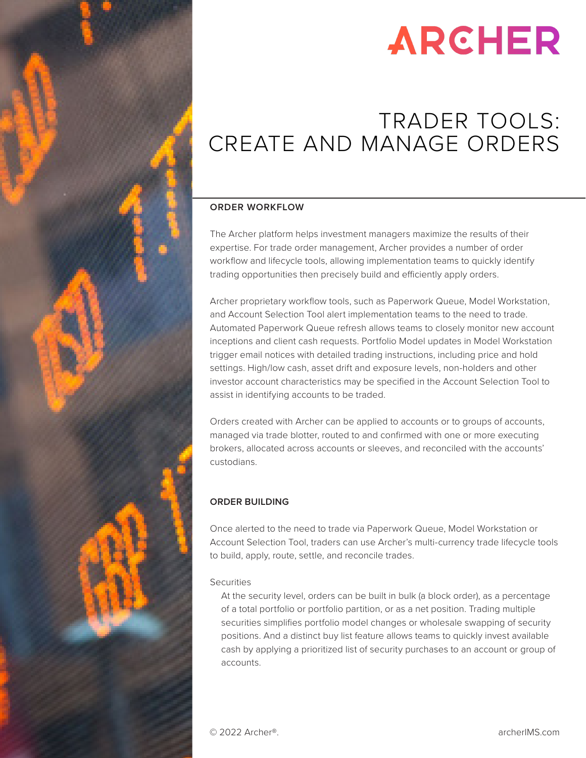# ARCHER

# TRADER TOOLS: CREATE AND MANAGE ORDERS

## ORDER WORKFLOW

The Archer platform helps investment managers maximize the results of their expertise. For trade order management, Archer provides a number of order workflow and lifecycle tools, allowing implementation teams to quickly identify trading opportunities then precisely build and efficiently apply orders.

Archer proprietary workflow tools, such as Paperwork Queue, Model Workstation, and Account Selection Tool alert implementation teams to the need to trade. Automated Paperwork Queue refresh allows teams to closely monitor new account inceptions and client cash requests. Portfolio Model updates in Model Workstation trigger email notices with detailed trading instructions, including price and hold settings. High/low cash, asset drift and exposure levels, non-holders and other investor account characteristics may be specified in the Account Selection Tool to assist in identifying accounts to be traded.

Orders created with Archer can be applied to accounts or to groups of accounts, managed via trade blotter, routed to and confirmed with one or more executing brokers, allocated across accounts or sleeves, and reconciled with the accounts' custodians.

## ORDER BUILDING

Once alerted to the need to trade via Paperwork Queue, Model Workstation or Account Selection Tool, traders can use Archer's multi-currency trade lifecycle tools to build, apply, route, settle, and reconcile trades.

### Securities

At the security level, orders can be built in bulk (a block order), as a percentage of a total portfolio or portfolio partition, or as a net position. Trading multiple securities simplifies portfolio model changes or wholesale swapping of security positions. And a distinct buy list feature allows teams to quickly invest available cash by applying a prioritized list of security purchases to an account or group of accounts.

© 2022 Archer®. archerIMS.com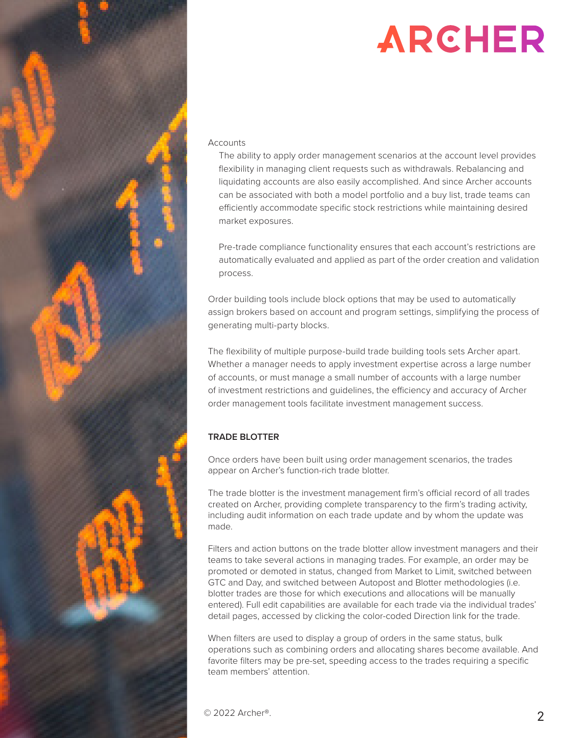Accounts

The ability to apply order management scenarios at the account level provides flexibility in managing client requests such as withdrawals. Rebalancing and liquidating accounts are also easily accomplished. And since Archer accounts can be associated with both a model portfolio and a buy list, trade teams can efficiently accommodate specific stock restrictions while maintaining desired market exposures.

Pre-trade compliance functionality ensures that each account's restrictions are automatically evaluated and applied as part of the order creation and validation process.

Order building tools include block options that may be used to automatically assign brokers based on account and program settings, simplifying the process of generating multi-party blocks.

The flexibility of multiple purpose-build trade building tools sets Archer apart. Whether a manager needs to apply investment expertise across a large number of accounts, or must manage a small number of accounts with a large number of investment restrictions and guidelines, the efficiency and accuracy of Archer order management tools facilitate investment management success.

## TRADE BLOTTER

Once orders have been built using order management scenarios, the trades appear on Archer's function-rich trade blotter.

The trade blotter is the investment management firm's official record of all trades created on Archer, providing complete transparency to the firm's trading activity, including audit information on each trade update and by whom the update was made.

Filters and action buttons on the trade blotter allow investment managers and their teams to take several actions in managing trades. For example, an order may be promoted or demoted in status, changed from Market to Limit, switched between GTC and Day, and switched between Autopost and Blotter methodologies (i.e. blotter trades are those for which executions and allocations will be manually entered). Full edit capabilities are available for each trade via the individual trades' detail pages, accessed by clicking the color-coded Direction link for the trade.

When filters are used to display a group of orders in the same status, bulk operations such as combining orders and allocating shares become available. And favorite filters may be pre-set, speeding access to the trades requiring a specific team members' attention.

© 2022 Archer®.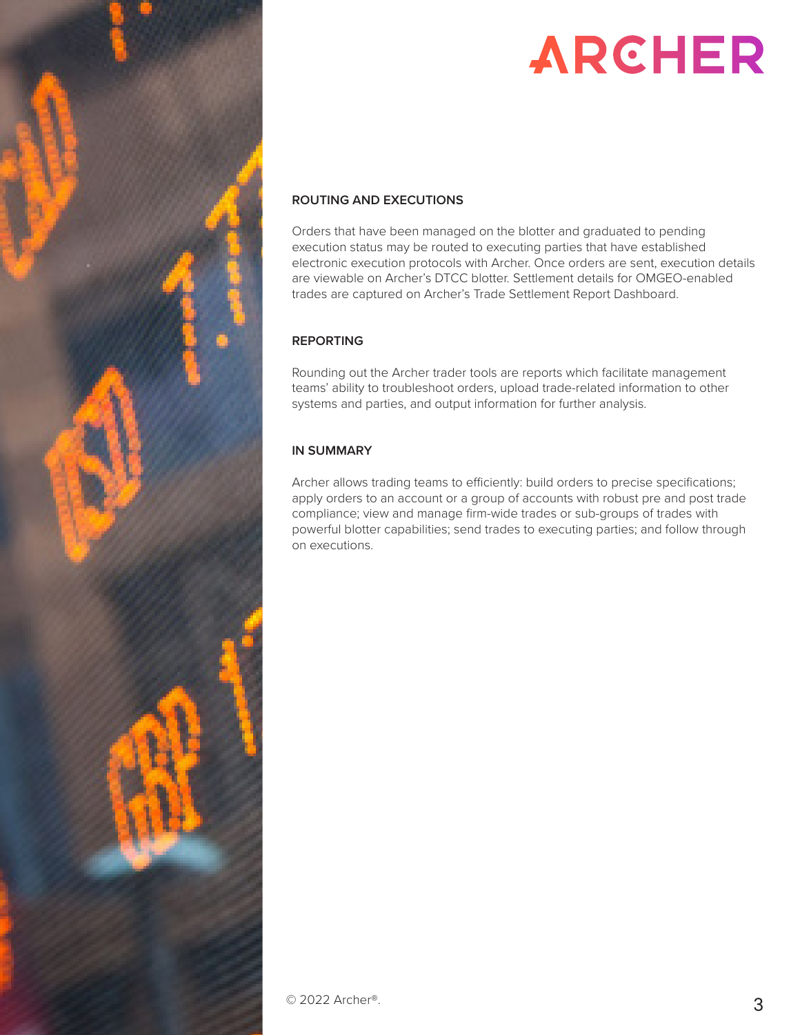# ARCHER

## ROUTING AND EXECUTIONS

Orders that have been managed on the blotter and graduated to pending execution status may be routed to executing parties that have established electronic execution protocols with Archer. Once orders are sent, execution details are viewable on Archer's DTCC blotter. Settlement details for OMGEO-enabled trades are captured on Archer's Trade Settlement Report Dashboard.

## REPORTING

Rounding out the Archer trader tools are reports which facilitate management teams' ability to troubleshoot orders, upload trade-related information to other systems and parties, and output information for further analysis.

## IN SUMMARY

Archer allows trading teams to efficiently: build orders to precise specifications; apply orders to an account or a group of accounts with robust pre and post trade compliance; view and manage firm-wide trades or sub-groups of trades with powerful blotter capabilities; send trades to executing parties; and follow through on executions.

© 2022 Archer®.